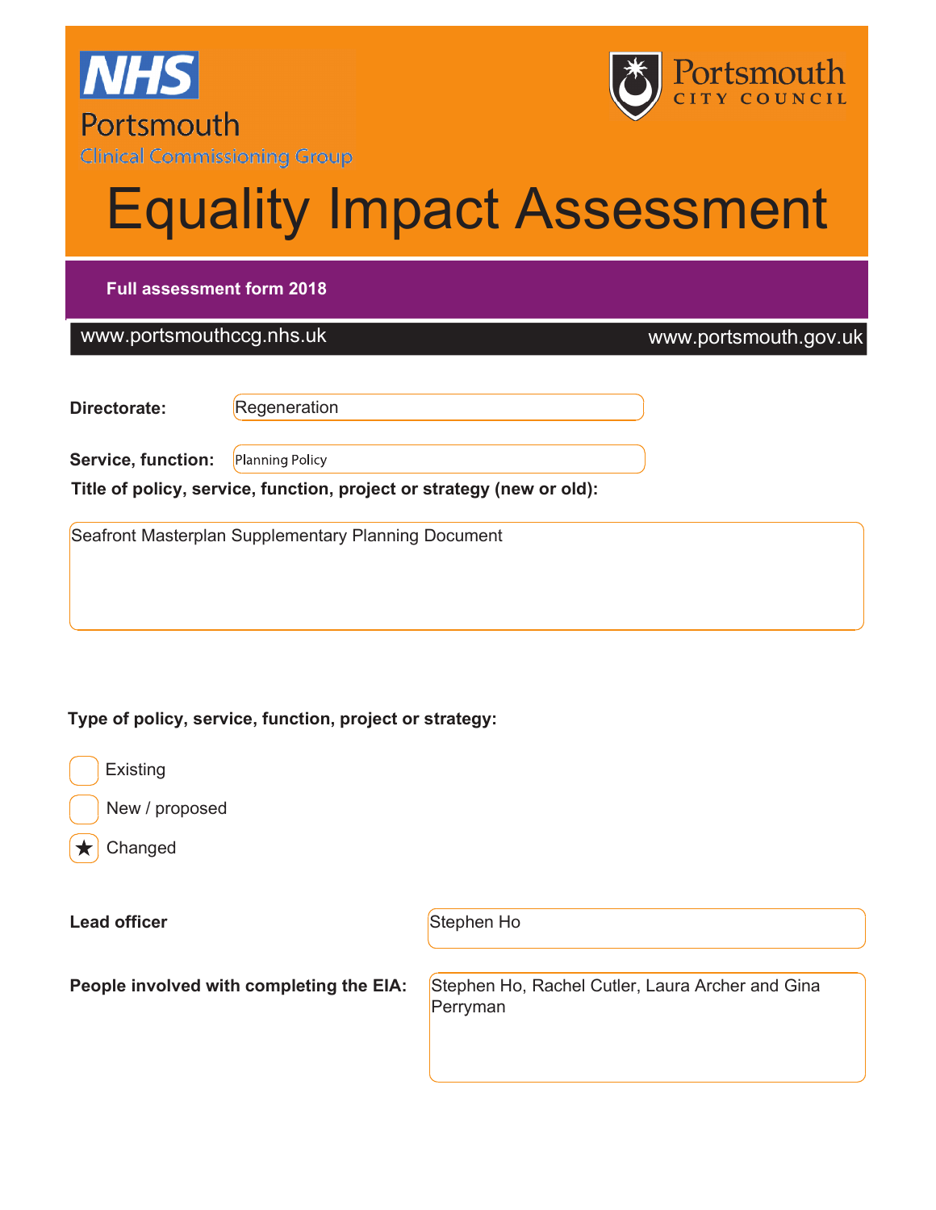NHS Portsmouth Clinical Commissioning Group

Portsmouth City Council

# Equality Impact Assessment

**Full assessment form 2018**

www.portsmouthccg.nhs.uk www.portsmouth.gov.uk

**Directorate:** Regeneration

**Service, function:** Planning Policy

**Title of policy, service, function, project or strategy (new or old):**

Seafront Masterplan Supplementary Planning Document

**Type of policy, service, function, project or strategy:**

- [ ] Existing
- [ ] New / proposed
- [x] Changed

**Lead officer:** Stephen Ho

**People involved with completing the EIA:** Stephen Ho, Rachel Cutler, Laura Archer and Gina Perryman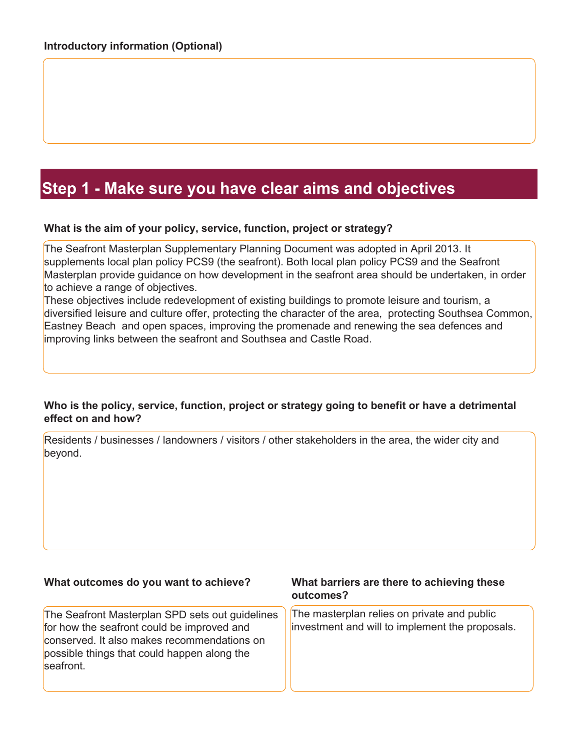**Introductory information (Optional)**

## Step 1 - Make sure you have clear aims and objectives

**What is the aim of your policy, service, function, project or strategy?**

The Seafront Masterplan Supplementary Planning Document was adopted in April 2013. It supplements local plan policy PCS9 (the seafront). Both local plan policy PCS9 and the Seafront Masterplan provide guidance on how development in the seafront area should be undertaken, in order to achieve a range of objectives.
These objectives include redevelopment of existing buildings to promote leisure and tourism, a diversified leisure and culture offer, protecting the character of the area, protecting Southsea Common, Eastney Beach and open spaces, improving the promenade and renewing the sea defences and improving links between the seafront and Southsea and Castle Road.

**Who is the policy, service, function, project or strategy going to benefit or have a detrimental effect on and how?**

Residents / businesses / landowners / visitors / other stakeholders in the area, the wider city and beyond.

**What outcomes do you want to achieve?**

The Seafront Masterplan SPD sets out guidelines for how the seafront could be improved and conserved. It also makes recommendations on possible things that could happen along the seafront.

**What barriers are there to achieving these outcomes?**

The masterplan relies on private and public investment and will to implement the proposals.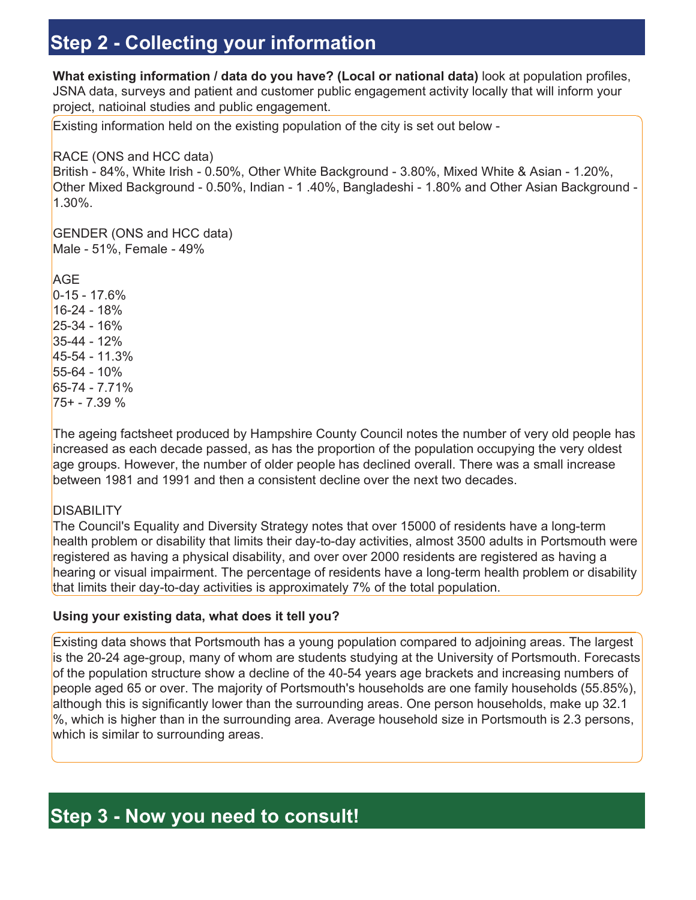## Step 2 - Collecting your information

**What existing information / data do you have? (Local or national data)** look at population profiles, JSNA data, surveys and patient and customer public engagement activity locally that will inform your project, natioinal studies and public engagement.

Existing information held on the existing population of the city is set out below -

RACE (ONS and HCC data)
British - 84%, White Irish - 0.50%, Other White Background - 3.80%, Mixed White & Asian - 1.20%, Other Mixed Background - 0.50%, Indian - 1 .40%, Bangladeshi - 1.80% and Other Asian Background - 1.30%.

GENDER (ONS and HCC data)
Male - 51%, Female - 49%

AGE
0-15 - 17.6%
16-24 - 18%
25-34 - 16%
35-44 - 12%
45-54 - 11.3%
55-64 - 10%
65-74 - 7.71%
75+ - 7.39 %

The ageing factsheet produced by Hampshire County Council notes the number of very old people has increased as each decade passed, as has the proportion of the population occupying the very oldest age groups. However, the number of older people has declined overall. There was a small increase between 1981 and 1991 and then a consistent decline over the next two decades.

DISABILITY
The Council's Equality and Diversity Strategy notes that over 15000 of residents have a long-term health problem or disability that limits their day-to-day activities, almost 3500 adults in Portsmouth were registered as having a physical disability, and over over 2000 residents are registered as having a hearing or visual impairment. The percentage of residents have a long-term health problem or disability that limits their day-to-day activities is approximately 7% of the total population.

**Using your existing data, what does it tell you?**

Existing data shows that Portsmouth has a young population compared to adjoining areas. The largest is the 20-24 age-group, many of whom are students studying at the University of Portsmouth. Forecasts of the population structure show a decline of the 40-54 years age brackets and increasing numbers of people aged 65 or over. The majority of Portsmouth's households are one family households (55.85%), although this is significantly lower than the surrounding areas. One person households, make up 32.1 %, which is higher than in the surrounding area. Average household size in Portsmouth is 2.3 persons, which is similar to surrounding areas.

## Step 3 - Now you need to consult!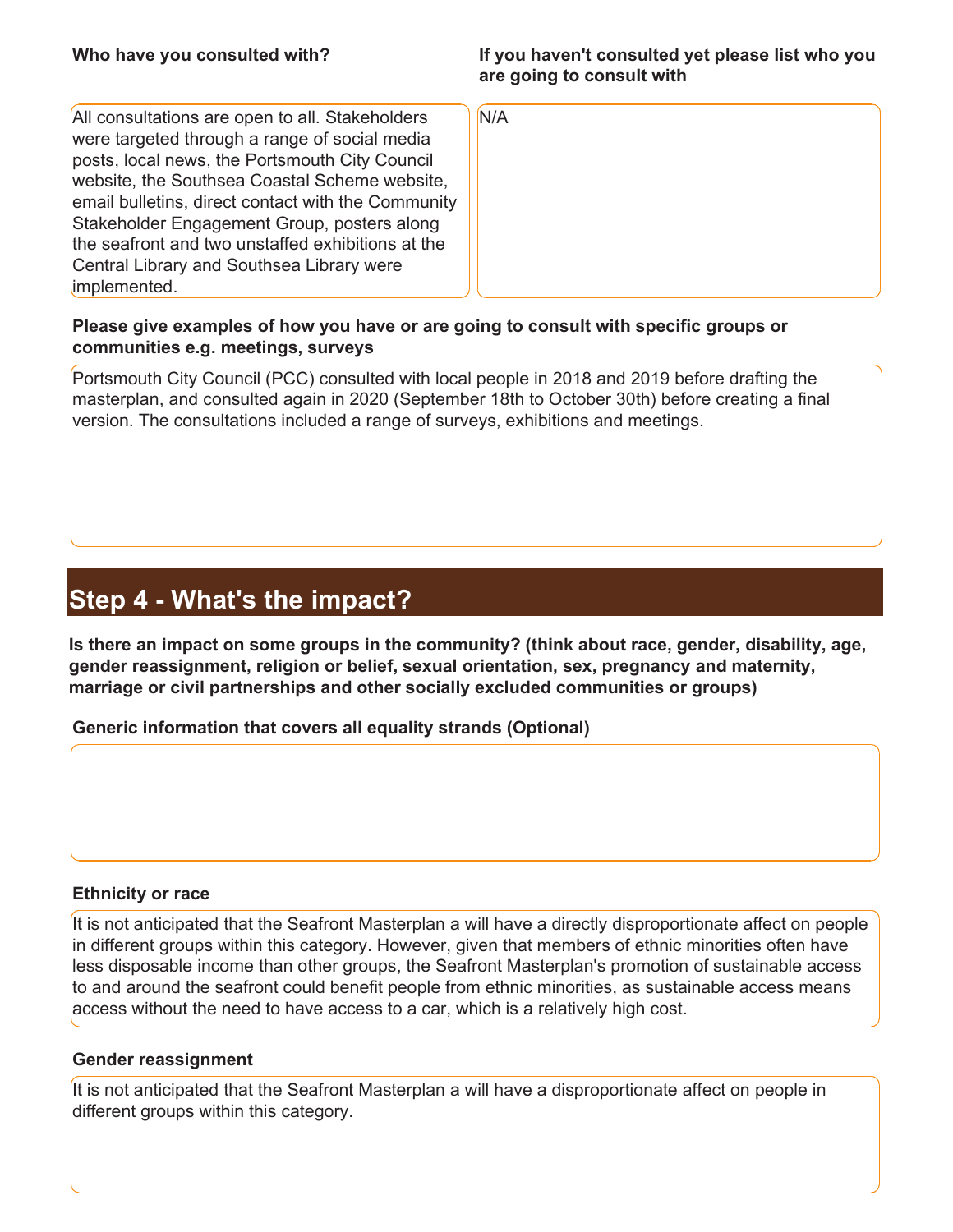**Who have you consulted with?**

All consultations are open to all. Stakeholders were targeted through a range of social media posts, local news, the Portsmouth City Council website, the Southsea Coastal Scheme website, email bulletins, direct contact with the Community Stakeholder Engagement Group, posters along the seafront and two unstaffed exhibitions at the Central Library and Southsea Library were implemented.

**If you haven't consulted yet please list who you are going to consult with**

N/A

**Please give examples of how you have or are going to consult with specific groups or communities e.g. meetings, surveys**

Portsmouth City Council (PCC) consulted with local people in 2018 and 2019 before drafting the masterplan, and consulted again in 2020 (September 18th to October 30th) before creating a final version. The consultations included a range of surveys, exhibitions and meetings.

## Step 4 - What's the impact?

**Is there an impact on some groups in the community? (think about race, gender, disability, age, gender reassignment, religion or belief, sexual orientation, sex, pregnancy and maternity, marriage or civil partnerships and other socially excluded communities or groups)**

**Generic information that covers all equality strands (Optional)**

**Ethnicity or race**

It is not anticipated that the Seafront Masterplan a will have a directly disproportionate affect on people in different groups within this category. However, given that members of ethnic minorities often have less disposable income than other groups, the Seafront Masterplan's promotion of sustainable access to and around the seafront could benefit people from ethnic minorities, as sustainable access means access without the need to have access to a car, which is a relatively high cost.

**Gender reassignment**

It is not anticipated that the Seafront Masterplan a will have a disproportionate affect on people in different groups within this category.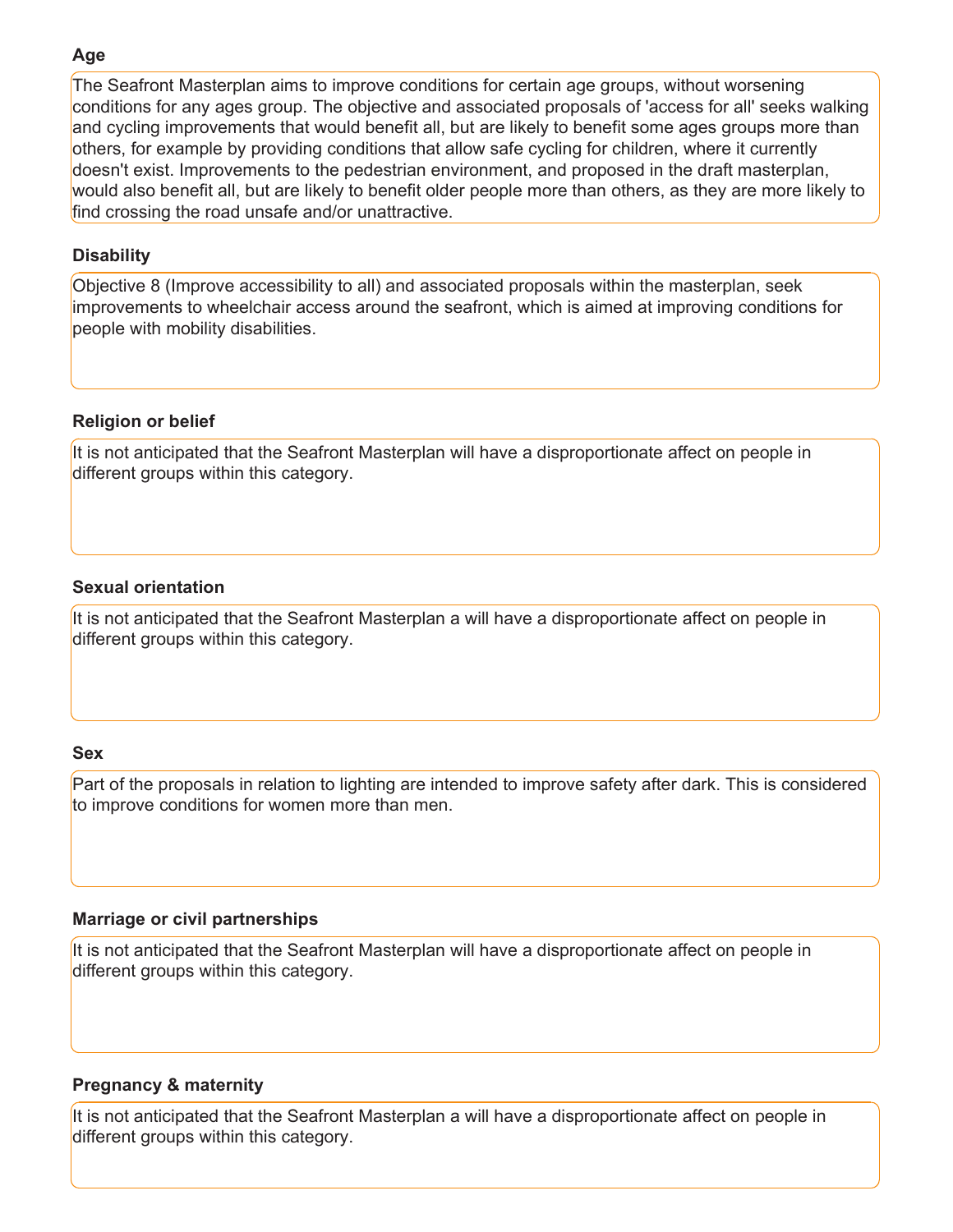**Age**

The Seafront Masterplan aims to improve conditions for certain age groups, without worsening conditions for any ages group. The objective and associated proposals of 'access for all' seeks walking and cycling improvements that would benefit all, but are likely to benefit some ages groups more than others, for example by providing conditions that allow safe cycling for children, where it currently doesn't exist. Improvements to the pedestrian environment, and proposed in the draft masterplan, would also benefit all, but are likely to benefit older people more than others, as they are more likely to find crossing the road unsafe and/or unattractive.

**Disability**

Objective 8 (Improve accessibility to all) and associated proposals within the masterplan, seek improvements to wheelchair access around the seafront, which is aimed at improving conditions for people with mobility disabilities.

**Religion or belief**

It is not anticipated that the Seafront Masterplan will have a disproportionate affect on people in different groups within this category.

**Sexual orientation**

It is not anticipated that the Seafront Masterplan a will have a disproportionate affect on people in different groups within this category.

**Sex**

Part of the proposals in relation to lighting are intended to improve safety after dark. This is considered to improve conditions for women more than men.

**Marriage or civil partnerships**

It is not anticipated that the Seafront Masterplan will have a disproportionate affect on people in different groups within this category.

**Pregnancy & maternity**

It is not anticipated that the Seafront Masterplan a will have a disproportionate affect on people in different groups within this category.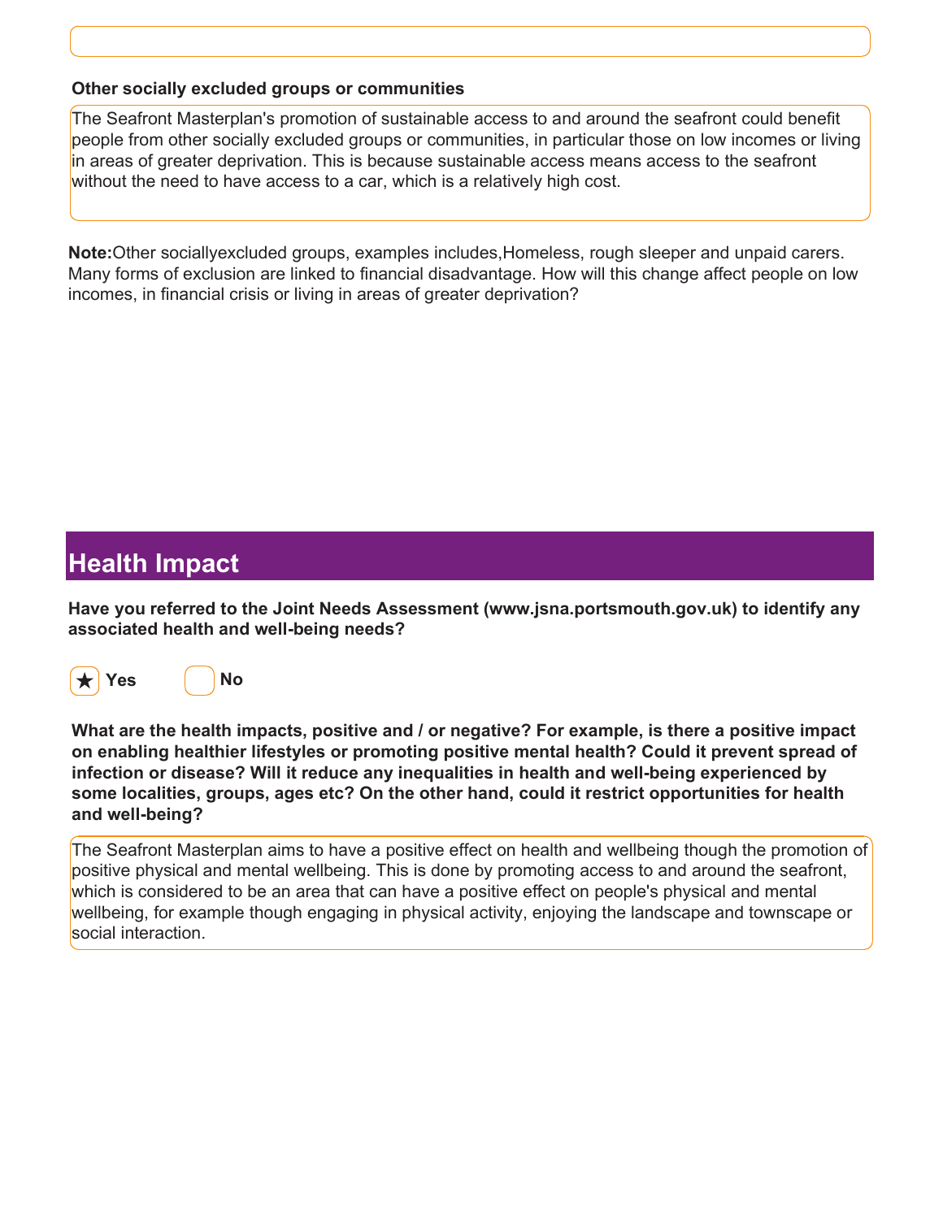**Other socially excluded groups or communities**

The Seafront Masterplan's promotion of sustainable access to and around the seafront could benefit people from other socially excluded groups or communities, in particular those on low incomes or living in areas of greater deprivation. This is because sustainable access means access to the seafront without the need to have access to a car, which is a relatively high cost.

**Note:**Other sociallyexcluded groups, examples includes,Homeless, rough sleeper and unpaid carers. Many forms of exclusion are linked to financial disadvantage. How will this change affect people on low incomes, in financial crisis or living in areas of greater deprivation?

## Health Impact

**Have you referred to the Joint Needs Assessment (www.jsna.portsmouth.gov.uk) to identify any associated health and well-being needs?**

★ Yes

No

**What are the health impacts, positive and / or negative? For example, is there a positive impact on enabling healthier lifestyles or promoting positive mental health? Could it prevent spread of infection or disease? Will it reduce any inequalities in health and well-being experienced by some localities, groups, ages etc? On the other hand, could it restrict opportunities for health and well-being?**

The Seafront Masterplan aims to have a positive effect on health and wellbeing though the promotion of positive physical and mental wellbeing. This is done by promoting access to and around the seafront, which is considered to be an area that can have a positive effect on people's physical and mental wellbeing, for example though engaging in physical activity, enjoying the landscape and townscape or social interaction.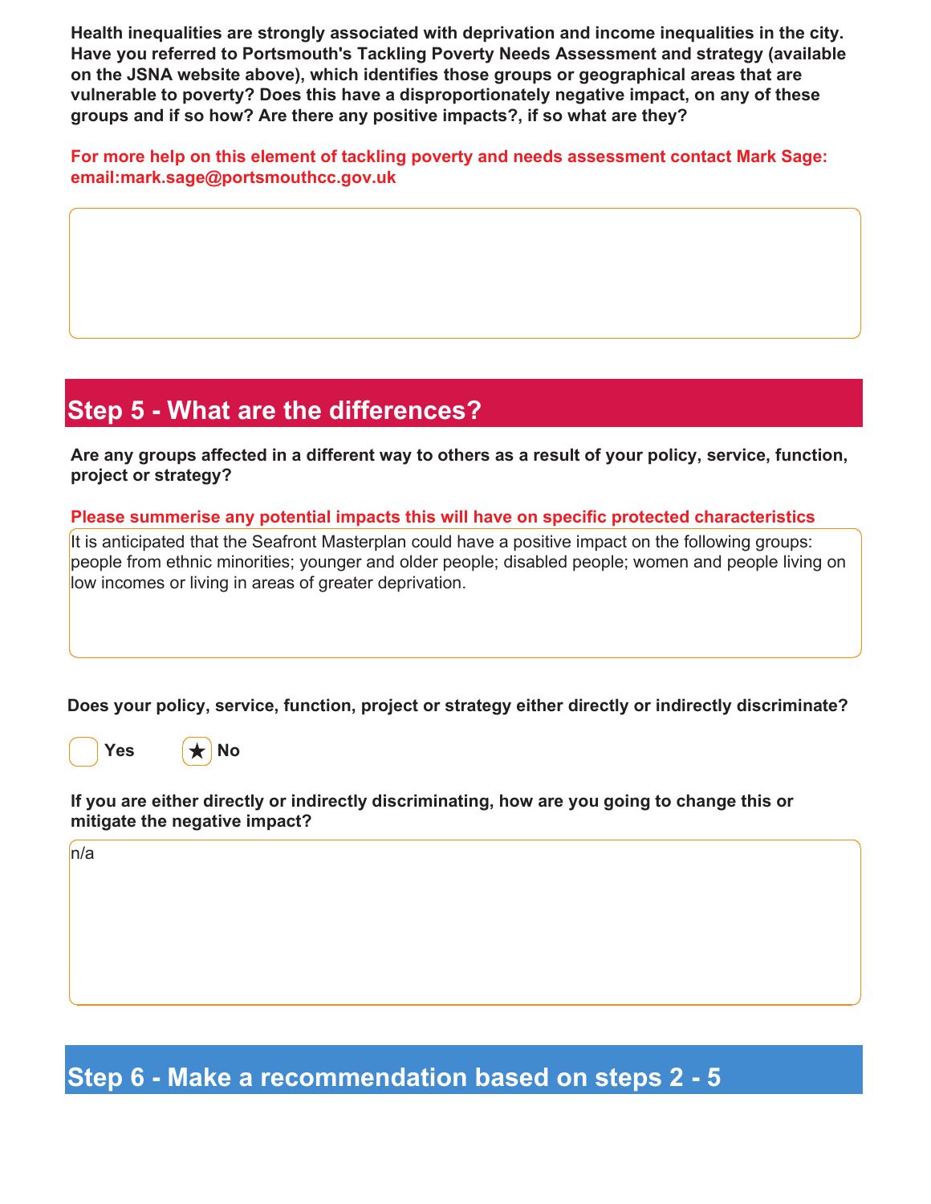**Health inequalities are strongly associated with deprivation and income inequalities in the city. Have you referred to Portsmouth's Tackling Poverty Needs Assessment and strategy (available on the JSNA website above), which identifies those groups or geographical areas that are vulnerable to poverty? Does this have a disproportionately negative impact, on any of these groups and if so how? Are there any positive impacts?, if so what are they?**

**For more help on this element of tackling poverty and needs assessment contact Mark Sage: email:mark.sage@portsmouthcc.gov.uk**

## Step 5 - What are the differences?

**Are any groups affected in a different way to others as a result of your policy, service, function, project or strategy?**

**Please summerise any potential impacts this will have on specific protected characteristics**

It is anticipated that the Seafront Masterplan could have a positive impact on the following groups: people from ethnic minorities; younger and older people; disabled people; women and people living on low incomes or living in areas of greater deprivation.

**Does your policy, service, function, project or strategy either directly or indirectly discriminate?**

- [ ] Yes
- [x] No

**If you are either directly or indirectly discriminating, how are you going to change this or mitigate the negative impact?**

n/a

## Step 6 - Make a recommendation based on steps 2 - 5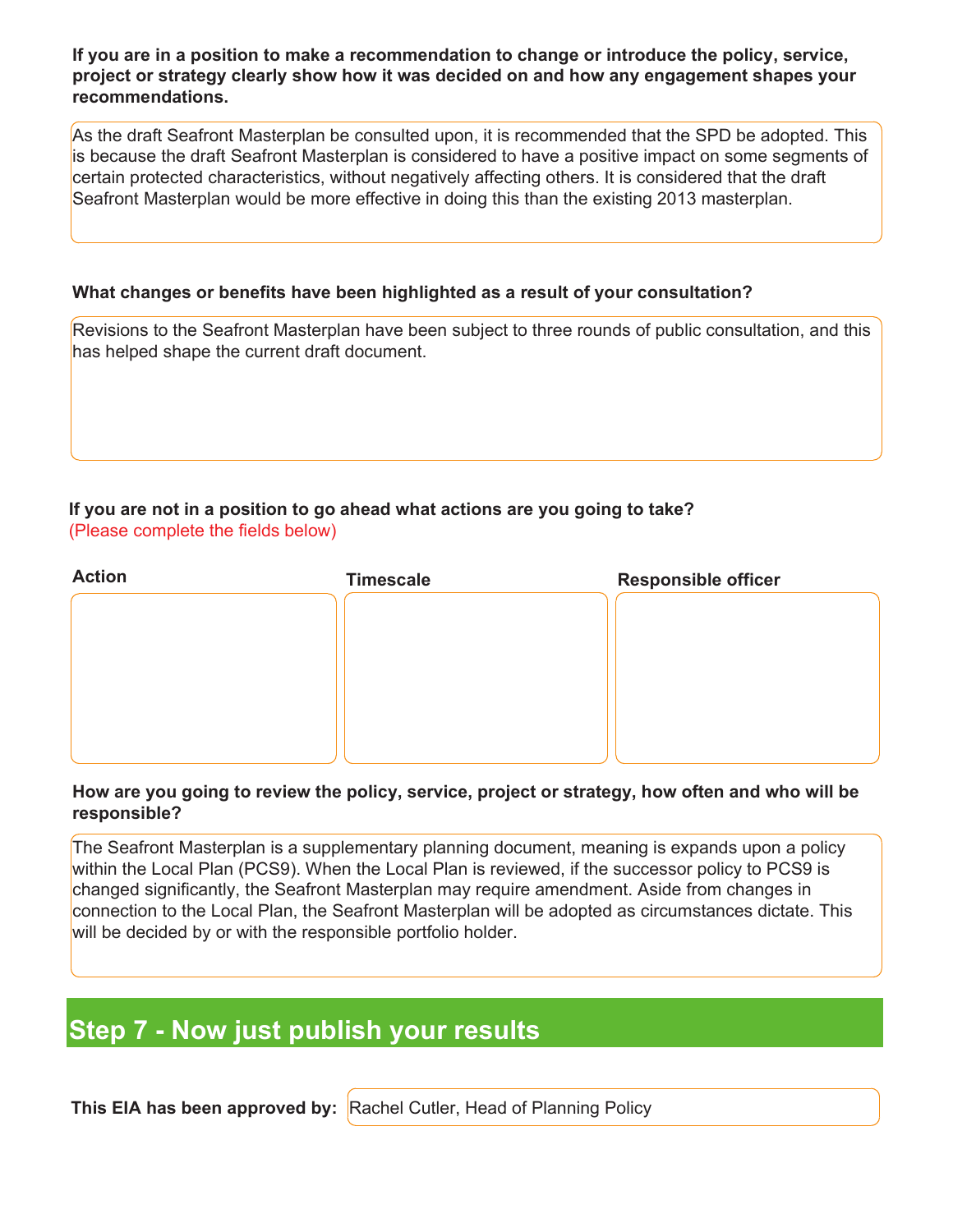**If you are in a position to make a recommendation to change or introduce the policy, service, project or strategy clearly show how it was decided on and how any engagement shapes your recommendations.**

As the draft Seafront Masterplan be consulted upon, it is recommended that the SPD be adopted. This is because the draft Seafront Masterplan is considered to have a positive impact on some segments of certain protected characteristics, without negatively affecting others. It is considered that the draft Seafront Masterplan would be more effective in doing this than the existing 2013 masterplan.

**What changes or benefits have been highlighted as a result of your consultation?**

Revisions to the Seafront Masterplan have been subject to three rounds of public consultation, and this has helped shape the current draft document.

**If you are not in a position to go ahead what actions are you going to take?**
(Please complete the fields below)

| Action | Timescale | Responsible officer |
| --- | --- | --- |
| | | |

**How are you going to review the policy, service, project or strategy, how often and who will be responsible?**

The Seafront Masterplan is a supplementary planning document, meaning is expands upon a policy within the Local Plan (PCS9). When the Local Plan is reviewed, if the successor policy to PCS9 is changed significantly, the Seafront Masterplan may require amendment. Aside from changes in connection to the Local Plan, the Seafront Masterplan will be adopted as circumstances dictate. This will be decided by or with the responsible portfolio holder.

## Step 7 - Now just publish your results

**This EIA has been approved by:** Rachel Cutler, Head of Planning Policy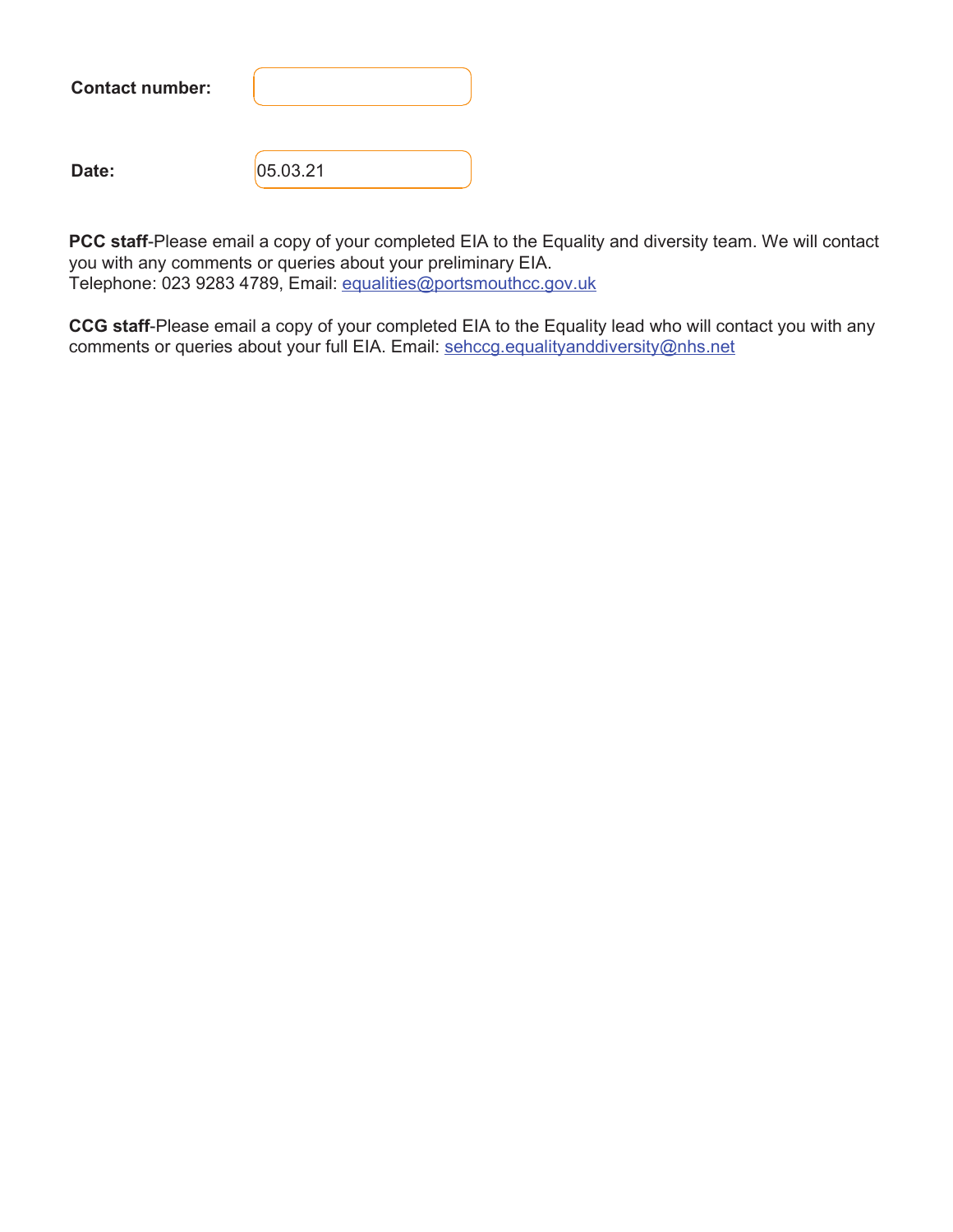**Contact number:**

**Date:** 05.03.21

**PCC staff**-Please email a copy of your completed EIA to the Equality and diversity team. We will contact you with any comments or queries about your preliminary EIA.
Telephone: 023 9283 4789, Email: equalities@portsmouthcc.gov.uk

**CCG staff**-Please email a copy of your completed EIA to the Equality lead who will contact you with any comments or queries about your full EIA. Email: sehccg.equalityanddiversity@nhs.net